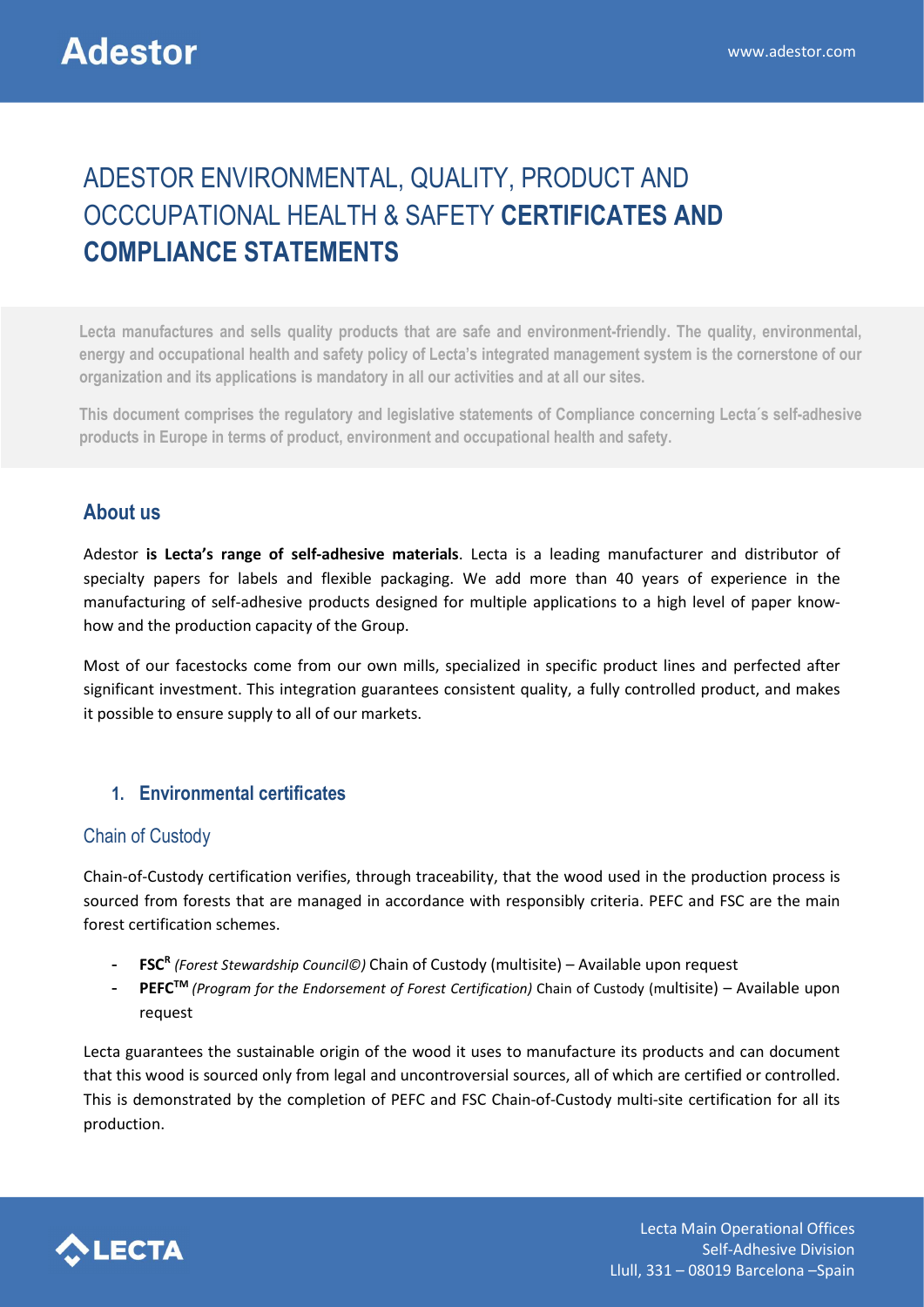# ADESTOR ENVIRONMENTAL, QUALITY, PRODUCT AND OCCCUPATIONAL HEALTH & SAFETY **CERTIFICATES AND COMPLIANCE STATEMENTS**

**Lecta manufactures and sells quality products that are safe and environment-friendly. The quality, environmental, energy and occupational health and safety policy of Lecta's integrated management system is the cornerstone of our organization and its applications is mandatory in all our activities and at all our sites.**

**This document comprises the regulatory and legislative statements of Compliance concerning Lecta´s self-adhesive products in Europe in terms of product, environment and occupational health and safety.**

## About us

Adestor **is Lecta's range of self-adhesive materials**. Lecta is a leading manufacturer and distributor of specialty papers for labels and flexible packaging. We add more than 40 years of experience in the manufacturing of self-adhesive products designed for multiple applications to a high level of paper know-how and the production capacity of the Group.

Most of our facestocks come from our own mills, specialized in specific product lines and perfected after significant investment. This integration guarantees consistent quality, a fully controlled product, and makes it possible to ensure supply to all of our markets.

### 1. Environmental certificates

#### Chain of Custody

Chain-of-Custody certification verifies, through traceability, that the wood used in the production process is sourced from forests that are managed in accordance with responsibly criteria. PEFC and FSC are the main forest certification schemes.

- **FSC®** *(Forest Stewardship Council©)* Chain of Custody (multisite) – Available upon request
- **PEFC™** *(Program for the Endorsement of Forest Certification)* Chain of Custody (multisite) – Available upon request

Lecta guarantees the sustainable origin of the wood it uses to manufacture its products and can document that this wood is sourced only from legal and uncontroversial sources, all of which are certified or controlled. This is demonstrated by the completion of PEFC and FSC Chain-of-Custody multi-site certification for all its production.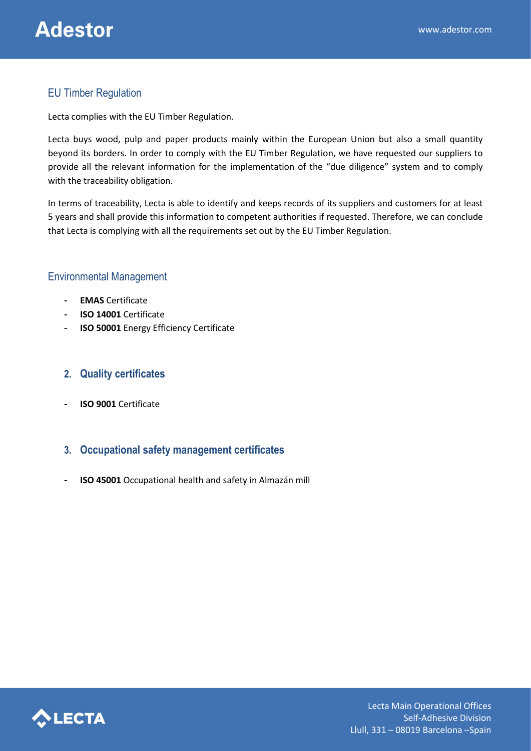## EU Timber Regulation

Lecta complies with the EU Timber Regulation.

Lecta buys wood, pulp and paper products mainly within the European Union but also a small quantity beyond its borders. In order to comply with the EU Timber Regulation, we have requested our suppliers to provide all the relevant information for the implementation of the "due diligence" system and to comply with the traceability obligation.

In terms of traceability, Lecta is able to identify and keeps records of its suppliers and customers for at least 5 years and shall provide this information to competent authorities if requested. Therefore, we can conclude that Lecta is complying with all the requirements set out by the EU Timber Regulation.

## Environmental Management

- **EMAS** Certificate
- **ISO 14001** Certificate
- **ISO 50001** Energy Efficiency Certificate

## 2. Quality certificates

- **ISO 9001** Certificate

## 3. Occupational safety management certificates

- **ISO 45001** Occupational health and safety in Almazán mill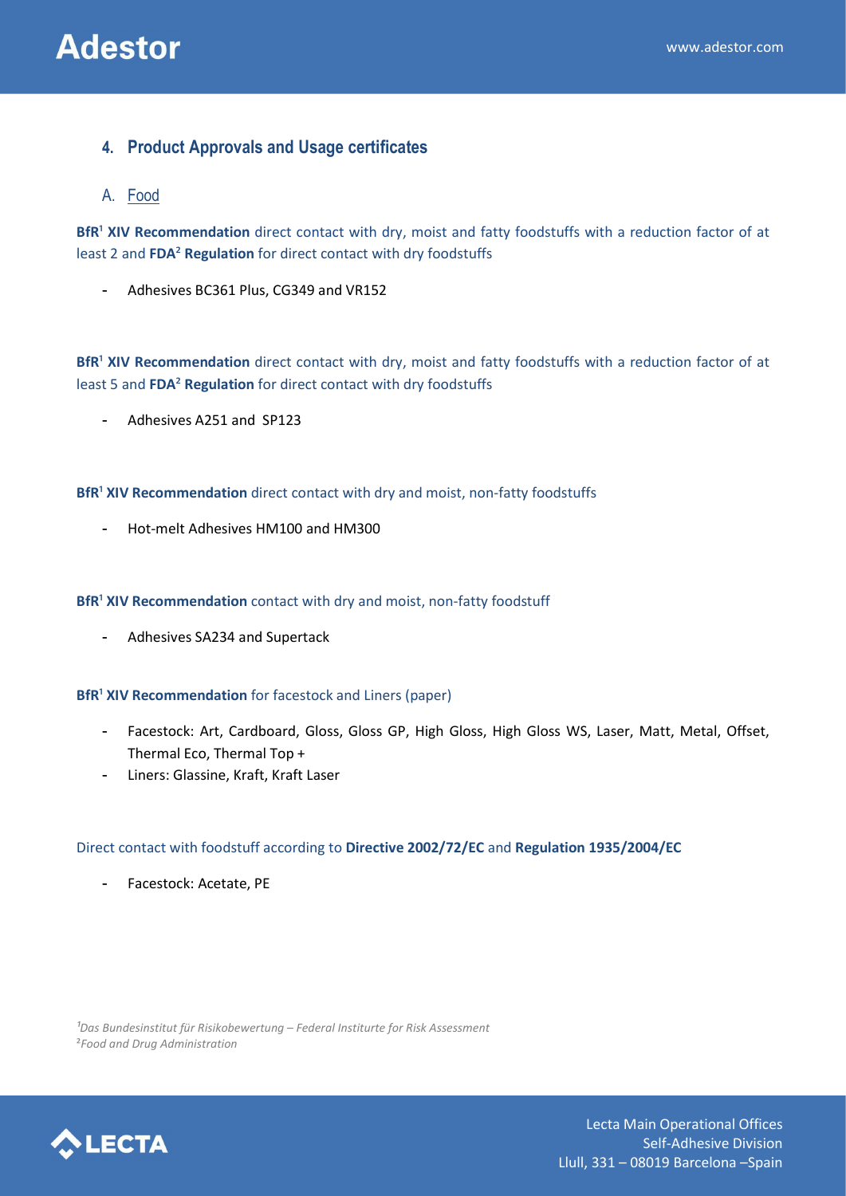## 4. Product Approvals and Usage certificates

### A. Food

**BfR[1] XIV Recommendation** direct contact with dry, moist and fatty foodstuffs with a reduction factor of at least 2 and **FDA[2] Regulation** for direct contact with dry foodstuffs

- Adhesives BC361 Plus, CG349 and VR152

**BfR[1] XIV Recommendation** direct contact with dry, moist and fatty foodstuffs with a reduction factor of at least 5 and **FDA[2] Regulation** for direct contact with dry foodstuffs

- Adhesives A251 and SP123

**BfR[1] XIV Recommendation** direct contact with dry and moist, non-fatty foodstuffs

- Hot-melt Adhesives HM100 and HM300

**BfR[1] XIV Recommendation** contact with dry and moist, non-fatty foodstuff

- Adhesives SA234 and Supertack

**BfR[1] XIV Recommendation** for facestock and Liners (paper)

- Facestock: Art, Cardboard, Gloss, Gloss GP, High Gloss, High Gloss WS, Laser, Matt, Metal, Offset, Thermal Eco, Thermal Top +
- Liners: Glassine, Kraft, Kraft Laser

Direct contact with foodstuff according to **Directive 2002/72/EC** and **Regulation 1935/2004/EC**

- Facestock: Acetate, PE

*[1]Das Bundesinstitut für Risikobewertung – Federal Institurte for Risk Assessment*
*[2]Food and Drug Administration*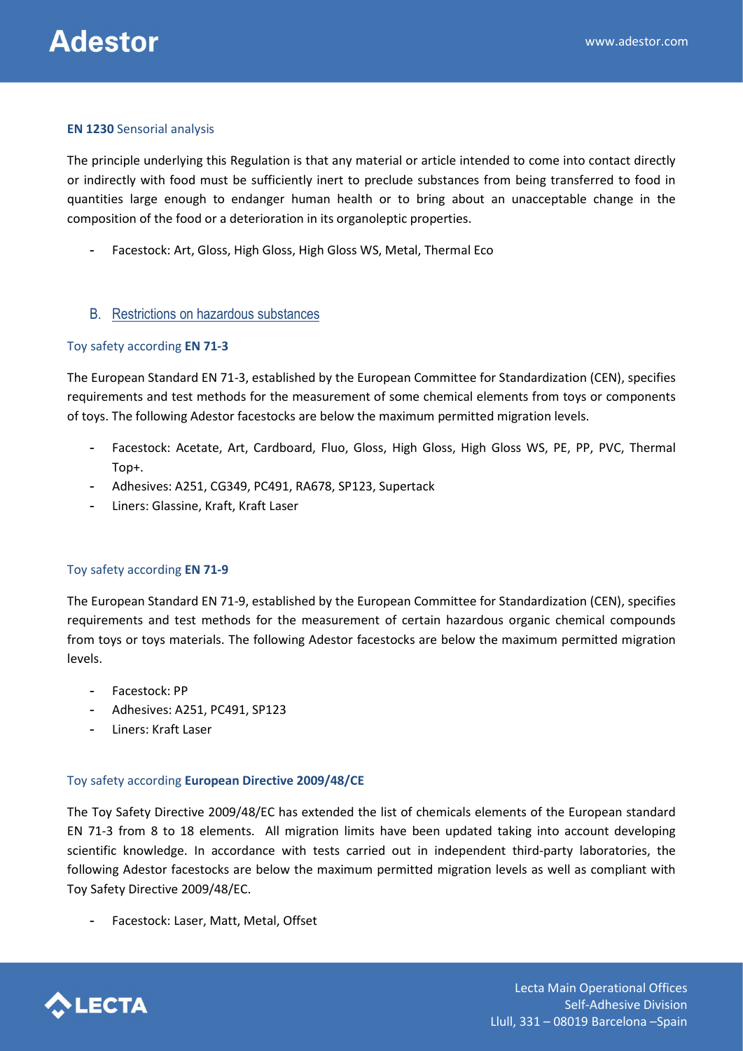**EN 1230** Sensorial analysis

The principle underlying this Regulation is that any material or article intended to come into contact directly or indirectly with food must be sufficiently inert to preclude substances from being transferred to food in quantities large enough to endanger human health or to bring about an unacceptable change in the composition of the food or a deterioration in its organoleptic properties.

- Facestock: Art, Gloss, High Gloss, High Gloss WS, Metal, Thermal Eco

## B. Restrictions on hazardous substances

### Toy safety according **EN 71-3**

The European Standard EN 71-3, established by the European Committee for Standardization (CEN), specifies requirements and test methods for the measurement of some chemical elements from toys or components of toys. The following Adestor facestocks are below the maximum permitted migration levels.

- Facestock: Acetate, Art, Cardboard, Fluo, Gloss, High Gloss, High Gloss WS, PE, PP, PVC, Thermal Top+.
- Adhesives: A251, CG349, PC491, RA678, SP123, Supertack
- Liners: Glassine, Kraft, Kraft Laser

### Toy safety according **EN 71-9**

The European Standard EN 71-9, established by the European Committee for Standardization (CEN), specifies requirements and test methods for the measurement of certain hazardous organic chemical compounds from toys or toys materials. The following Adestor facestocks are below the maximum permitted migration levels.

- Facestock: PP
- Adhesives: A251, PC491, SP123
- Liners: Kraft Laser

### Toy safety according **European Directive 2009/48/CE**

The Toy Safety Directive 2009/48/EC has extended the list of chemicals elements of the European standard EN 71-3 from 8 to 18 elements. All migration limits have been updated taking into account developing scientific knowledge. In accordance with tests carried out in independent third-party laboratories, the following Adestor facestocks are below the maximum permitted migration levels as well as compliant with Toy Safety Directive 2009/48/EC.

- Facestock: Laser, Matt, Metal, Offset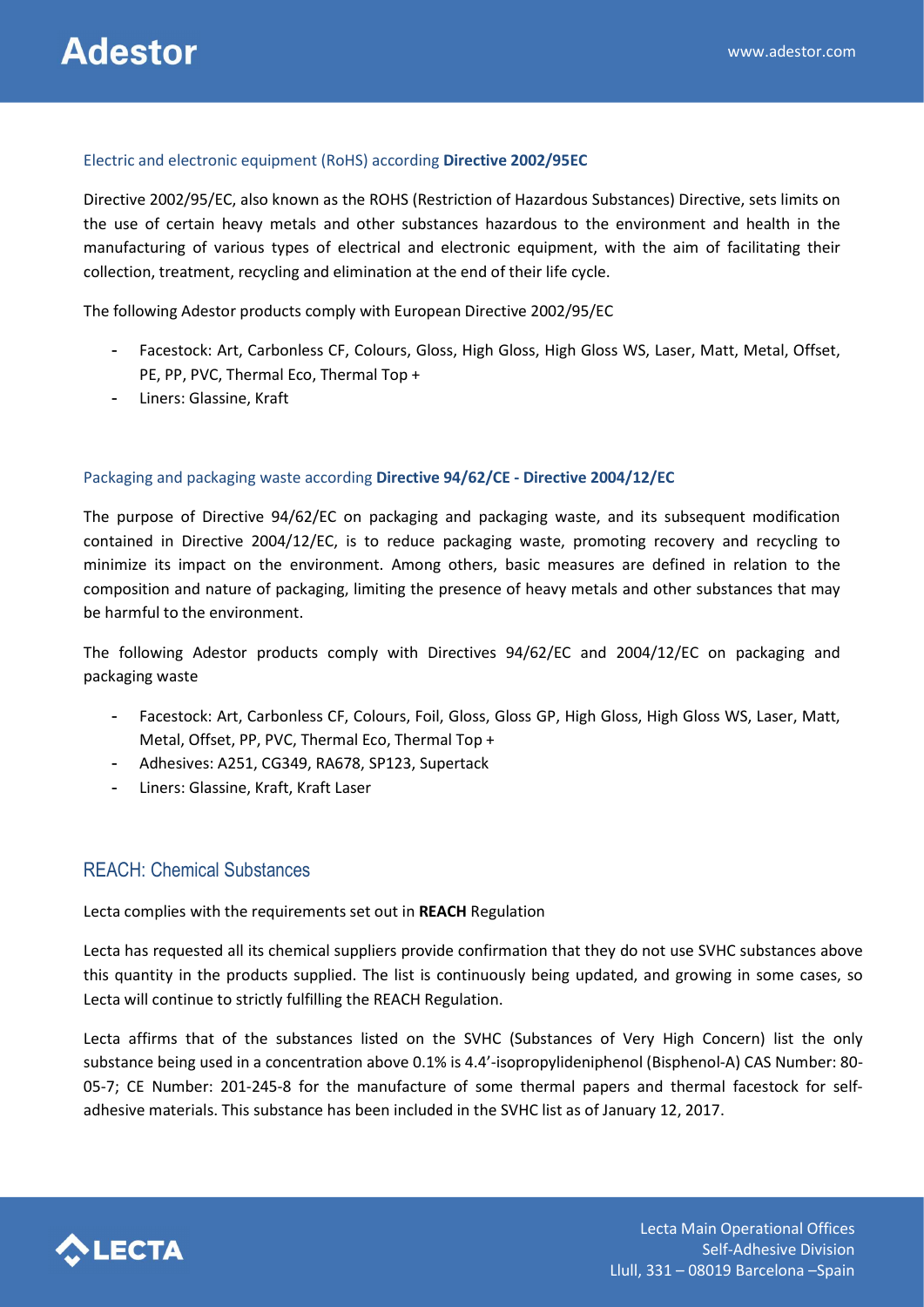### Electric and electronic equipment (RoHS) according **Directive 2002/95EC**

Directive 2002/95/EC, also known as the ROHS (Restriction of Hazardous Substances) Directive, sets limits on the use of certain heavy metals and other substances hazardous to the environment and health in the manufacturing of various types of electrical and electronic equipment, with the aim of facilitating their collection, treatment, recycling and elimination at the end of their life cycle.

The following Adestor products comply with European Directive 2002/95/EC

- Facestock: Art, Carbonless CF, Colours, Gloss, High Gloss, High Gloss WS, Laser, Matt, Metal, Offset, PE, PP, PVC, Thermal Eco, Thermal Top +
- Liners: Glassine, Kraft

### Packaging and packaging waste according **Directive 94/62/CE - Directive 2004/12/EC**

The purpose of Directive 94/62/EC on packaging and packaging waste, and its subsequent modification contained in Directive 2004/12/EC, is to reduce packaging waste, promoting recovery and recycling to minimize its impact on the environment. Among others, basic measures are defined in relation to the composition and nature of packaging, limiting the presence of heavy metals and other substances that may be harmful to the environment.

The following Adestor products comply with Directives 94/62/EC and 2004/12/EC on packaging and packaging waste

- Facestock: Art, Carbonless CF, Colours, Foil, Gloss, Gloss GP, High Gloss, High Gloss WS, Laser, Matt, Metal, Offset, PP, PVC, Thermal Eco, Thermal Top +
- Adhesives: A251, CG349, RA678, SP123, Supertack
- Liners: Glassine, Kraft, Kraft Laser

## REACH: Chemical Substances

Lecta complies with the requirements set out in **REACH** Regulation

Lecta has requested all its chemical suppliers provide confirmation that they do not use SVHC substances above this quantity in the products supplied. The list is continuously being updated, and growing in some cases, so Lecta will continue to strictly fulfilling the REACH Regulation.

Lecta affirms that of the substances listed on the SVHC (Substances of Very High Concern) list the only substance being used in a concentration above 0.1% is 4.4'-isopropylideniphenol (Bisphenol-A) CAS Number: 80-05-7; CE Number: 201-245-8 for the manufacture of some thermal papers and thermal facestock for self-adhesive materials. This substance has been included in the SVHC list as of January 12, 2017.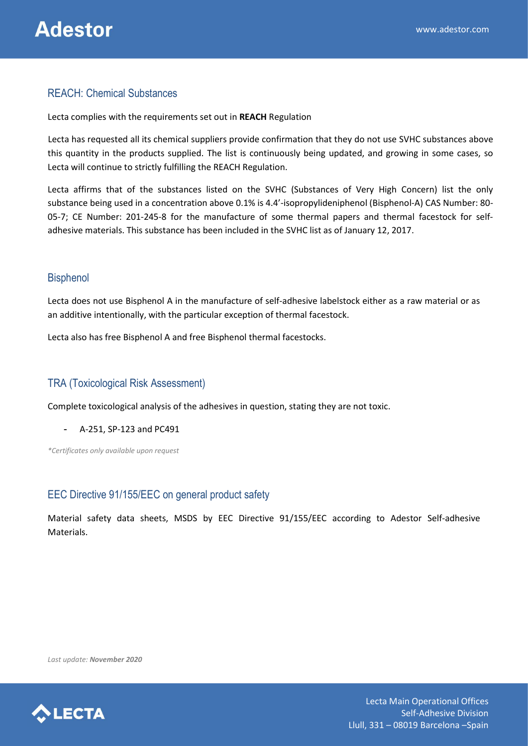## REACH: Chemical Substances

Lecta complies with the requirements set out in **REACH** Regulation

Lecta has requested all its chemical suppliers provide confirmation that they do not use SVHC substances above this quantity in the products supplied. The list is continuously being updated, and growing in some cases, so Lecta will continue to strictly fulfilling the REACH Regulation.

Lecta affirms that of the substances listed on the SVHC (Substances of Very High Concern) list the only substance being used in a concentration above 0.1% is 4.4'-isopropylideniphenol (Bisphenol-A) CAS Number: 80-05-7; CE Number: 201-245-8 for the manufacture of some thermal papers and thermal facestock for self-adhesive materials. This substance has been included in the SVHC list as of January 12, 2017.

## Bisphenol

Lecta does not use Bisphenol A in the manufacture of self-adhesive labelstock either as a raw material or as an additive intentionally, with the particular exception of thermal facestock.

Lecta also has free Bisphenol A and free Bisphenol thermal facestocks.

## TRA (Toxicological Risk Assessment)

Complete toxicological analysis of the adhesives in question, stating they are not toxic.

- A-251, SP-123 and PC491

*\*Certificates only available upon request*

## EEC Directive 91/155/EEC on general product safety

Material safety data sheets, MSDS by EEC Directive 91/155/EEC according to Adestor Self-adhesive Materials.

*Last update: **November 2020***

Lecta Main Operational Offices
Self-Adhesive Division
Llull, 331 – 08019 Barcelona –Spain